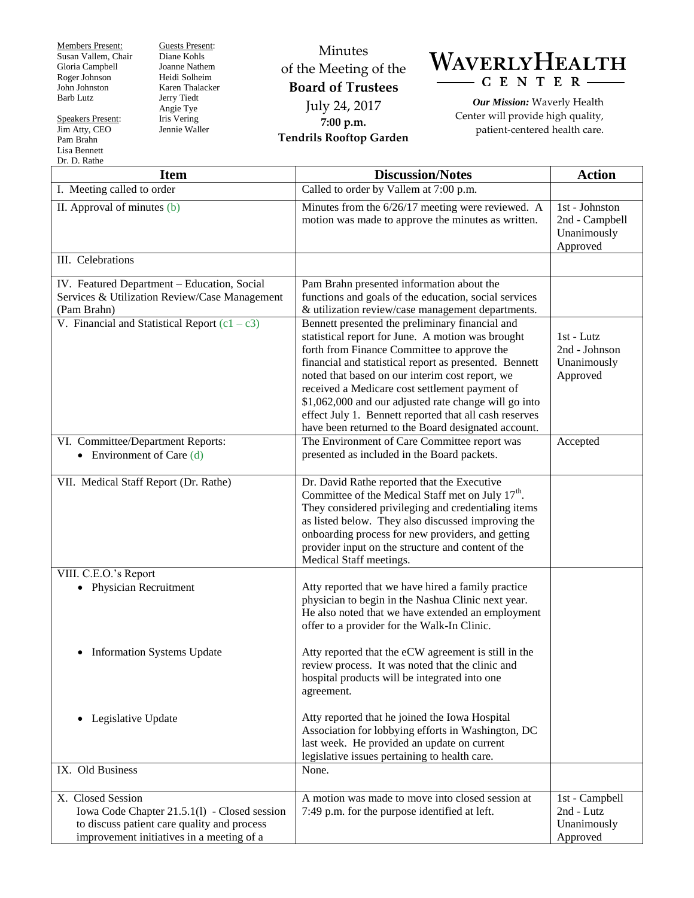Members Present:
Susan Vallem, Chair
Gloria Campbell
Roger Johnson
John Johnston
Barb Lutz

Guests Present:
Diane Kohls
Joanne Nathem
Heidi Solheim
Karen Thalacker
Jerry Tiedt
Angie Tye
Iris Vering
Jennie Waller

Speakers Present:
Jim Atty, CEO
Pam Brahn
Lisa Bennett
Dr. D. Rathe

Minutes
of the Meeting of the
**Board of Trustees**
July 24, 2017
**7:00 p.m.**
**Tendrils Rooftop Garden**

# WAVERLY HEALTH CENTER

***Our Mission:*** Waverly Health Center will provide high quality, patient-centered health care.

| Item | Discussion/Notes | Action |
|---|---|---|
| I. Meeting called to order | Called to order by Vallem at 7:00 p.m. | |
| II. Approval of minutes (b) | Minutes from the 6/26/17 meeting were reviewed. A motion was made to approve the minutes as written. | 1st - Johnston<br>2nd - Campbell<br>Unanimously Approved |
| III. Celebrations | | |
| IV. Featured Department – Education, Social Services & Utilization Review/Case Management (Pam Brahn) | Pam Brahn presented information about the functions and goals of the education, social services & utilization review/case management departments. | |
| V. Financial and Statistical Report (c1 – c3) | Bennett presented the preliminary financial and statistical report for June. A motion was brought forth from Finance Committee to approve the financial and statistical report as presented. Bennett noted that based on our interim cost report, we received a Medicare cost settlement payment of $1,062,000 and our adjusted rate change will go into effect July 1. Bennett reported that all cash reserves have been returned to the Board designated account. | 1st - Lutz<br>2nd - Johnson<br>Unanimously Approved |
| VI. Committee/Department Reports:<br>• Environment of Care (d) | The Environment of Care Committee report was presented as included in the Board packets. | Accepted |
| VII. Medical Staff Report (Dr. Rathe) | Dr. David Rathe reported that the Executive Committee of the Medical Staff met on July 17th. They considered privileging and credentialing items as listed below. They also discussed improving the onboarding process for new providers, and getting provider input on the structure and content of the Medical Staff meetings. | |
| VIII. C.E.O.'s Report<br>• Physician Recruitment | Atty reported that we have hired a family practice physician to begin in the Nashua Clinic next year. He also noted that we have extended an employment offer to a provider for the Walk-In Clinic. | |
| • Information Systems Update | Atty reported that the eCW agreement is still in the review process. It was noted that the clinic and hospital products will be integrated into one agreement. | |
| • Legislative Update | Atty reported that he joined the Iowa Hospital Association for lobbying efforts in Washington, DC last week. He provided an update on current legislative issues pertaining to health care. | |
| IX. Old Business | None. | |
| X. Closed Session<br>Iowa Code Chapter 21.5.1(l) - Closed session to discuss patient care quality and process improvement initiatives in a meeting of a | A motion was made to move into closed session at 7:49 p.m. for the purpose identified at left. | 1st - Campbell<br>2nd - Lutz<br>Unanimously Approved |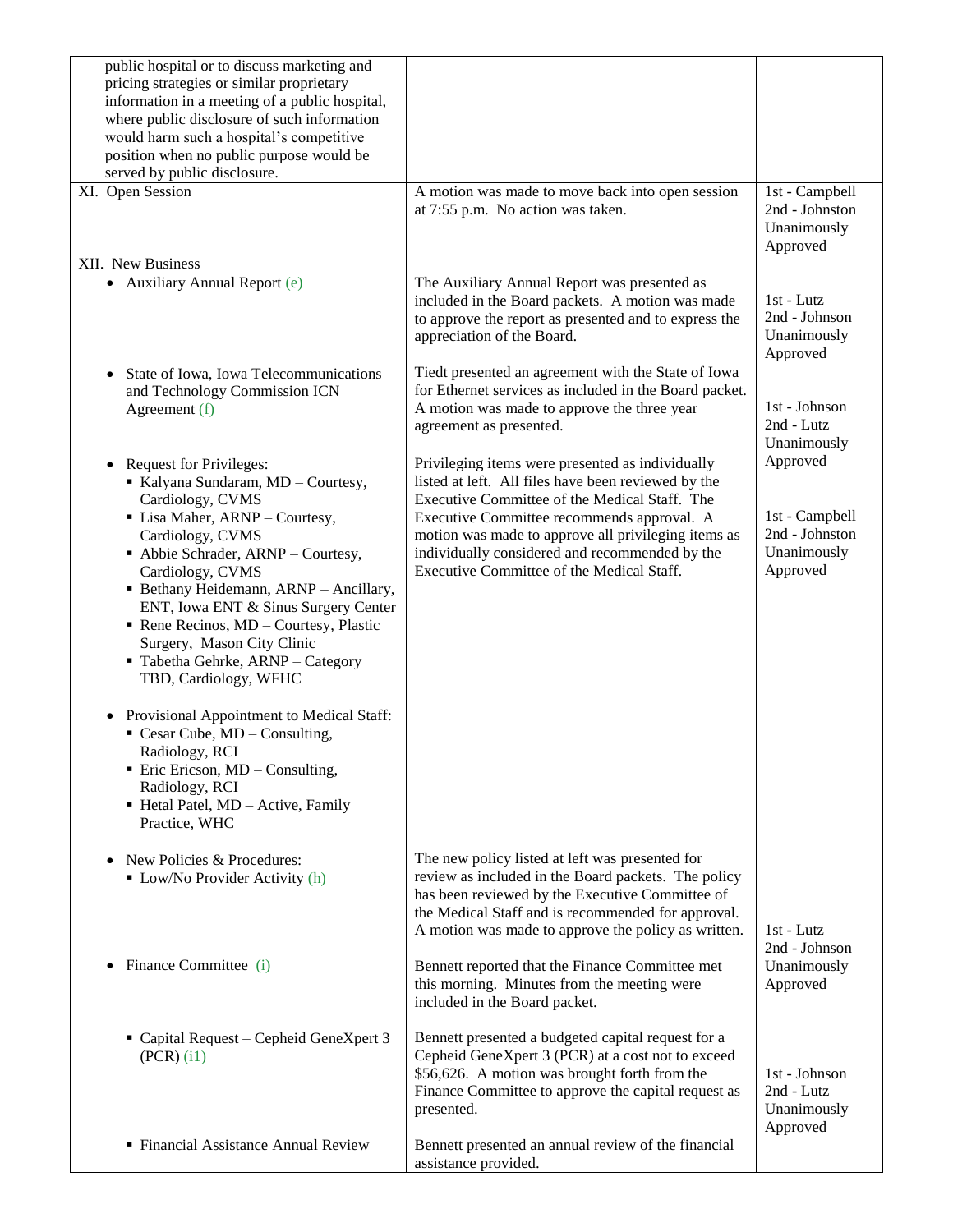| | | |
|---|---|---|
| public hospital or to discuss marketing and pricing strategies or similar proprietary information in a meeting of a public hospital, where public disclosure of such information would harm such a hospital's competitive position when no public purpose would be served by public disclosure. | | |
| XI. Open Session | A motion was made to move back into open session at 7:55 p.m. No action was taken. | 1st - Campbell<br>2nd - Johnston<br>Unanimously Approved |
| XII. New Business<br>• Auxiliary Annual Report (e) | The Auxiliary Annual Report was presented as included in the Board packets. A motion was made to approve the report as presented and to express the appreciation of the Board. | 1st - Lutz<br>2nd - Johnson<br>Unanimously Approved |
| • State of Iowa, Iowa Telecommunications and Technology Commission ICN Agreement (f) | Tiedt presented an agreement with the State of Iowa for Ethernet services as included in the Board packet. A motion was made to approve the three year agreement as presented. | 1st - Johnson<br>2nd - Lutz<br>Unanimously Approved |
| • Request for Privileges:<br>▪ Kalyana Sundaram, MD – Courtesy, Cardiology, CVMS<br>▪ Lisa Maher, ARNP – Courtesy, Cardiology, CVMS<br>▪ Abbie Schrader, ARNP – Courtesy, Cardiology, CVMS<br>▪ Bethany Heidemann, ARNP – Ancillary, ENT, Iowa ENT & Sinus Surgery Center<br>▪ Rene Recinos, MD – Courtesy, Plastic Surgery, Mason City Clinic<br>▪ Tabetha Gehrke, ARNP – Category TBD, Cardiology, WFHC<br><br>• Provisional Appointment to Medical Staff:<br>▪ Cesar Cube, MD – Consulting, Radiology, RCI<br>▪ Eric Ericson, MD – Consulting, Radiology, RCI<br>▪ Hetal Patel, MD – Active, Family Practice, WHC | Privileging items were presented as individually listed at left. All files have been reviewed by the Executive Committee of the Medical Staff. The Executive Committee recommends approval. A motion was made to approve all privileging items as individually considered and recommended by the Executive Committee of the Medical Staff. | 1st - Campbell<br>2nd - Johnston<br>Unanimously Approved |
| • New Policies & Procedures:<br>▪ Low/No Provider Activity (h) | The new policy listed at left was presented for review as included in the Board packets. The policy has been reviewed by the Executive Committee of the Medical Staff and is recommended for approval. A motion was made to approve the policy as written. | 1st - Lutz<br>2nd - Johnson<br>Unanimously Approved |
| • Finance Committee (i) | Bennett reported that the Finance Committee met this morning. Minutes from the meeting were included in the Board packet. | |
| ▪ Capital Request – Cepheid GeneXpert 3 (PCR) (i1) | Bennett presented a budgeted capital request for a Cepheid GeneXpert 3 (PCR) at a cost not to exceed $56,626. A motion was brought forth from the Finance Committee to approve the capital request as presented. | 1st - Johnson<br>2nd - Lutz<br>Unanimously Approved |
| ▪ Financial Assistance Annual Review | Bennett presented an annual review of the financial assistance provided. | |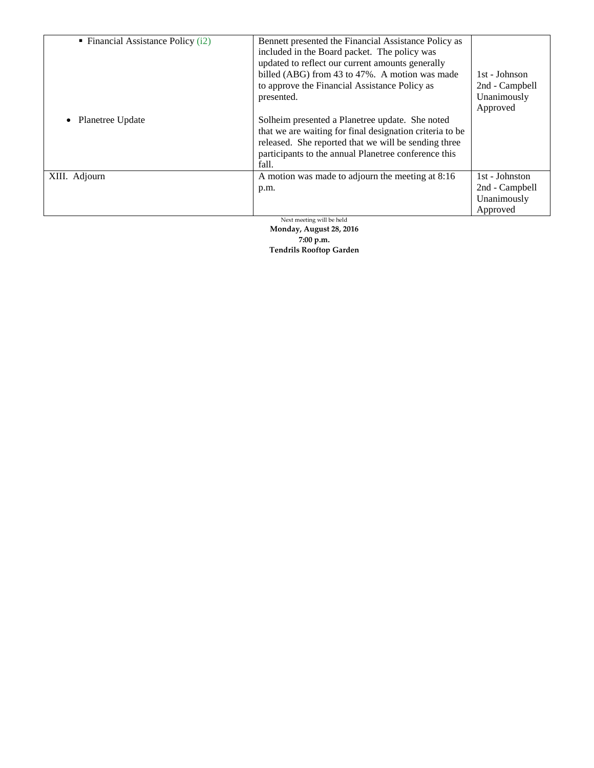| | | |
|---|---|---|
| ▪ Financial Assistance Policy (i2) | Bennett presented the Financial Assistance Policy as included in the Board packet. The policy was updated to reflect our current amounts generally billed (ABG) from 43 to 47%. A motion was made to approve the Financial Assistance Policy as presented. | 1st - Johnson<br>2nd - Campbell<br>Unanimously Approved |
| • Planetree Update | Solheim presented a Planetree update. She noted that we are waiting for final designation criteria to be released. She reported that we will be sending three participants to the annual Planetree conference this fall. | |
| XIII. Adjourn | A motion was made to adjourn the meeting at 8:16 p.m. | 1st - Johnston<br>2nd - Campbell<br>Unanimously Approved |

Next meeting will be held

**Monday, August 28, 2016**

**7:00 p.m.**

**Tendrils Rooftop Garden**